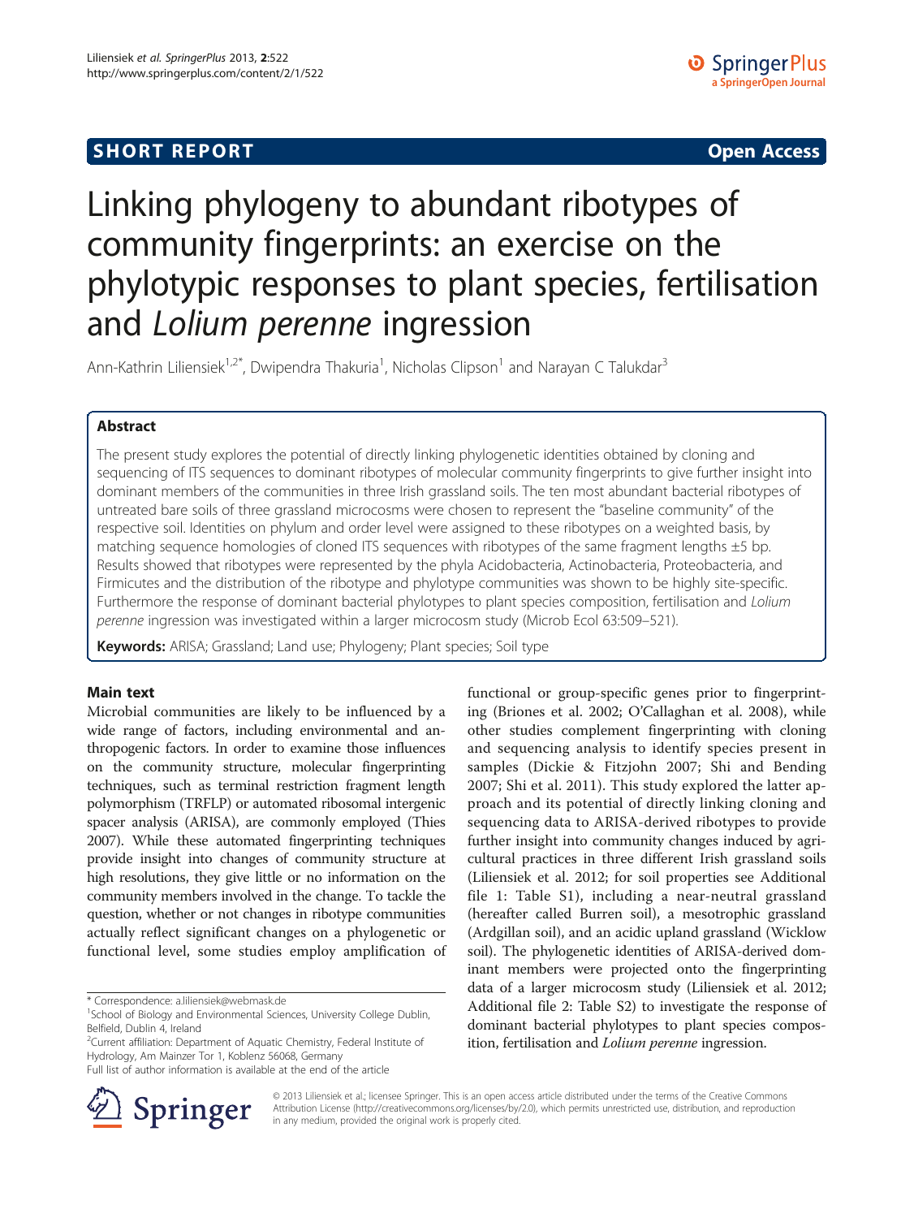**SHORT REPORT** **Open Access**

# Linking phylogeny to abundant ribotypes of community fingerprints: an exercise on the phylotypic responses to plant species, fertilisation and *Lolium perenne* ingression

Ann-Kathrin Liliensiek[1,2*], Dwipendra Thakuria[1], Nicholas Clipson[1] and Narayan C Talukdar[3]

## Abstract

The present study explores the potential of directly linking phylogenetic identities obtained by cloning and sequencing of ITS sequences to dominant ribotypes of molecular community fingerprints to give further insight into dominant members of the communities in three Irish grassland soils. The ten most abundant bacterial ribotypes of untreated bare soils of three grassland microcosms were chosen to represent the "baseline community" of the respective soil. Identities on phylum and order level were assigned to these ribotypes on a weighted basis, by matching sequence homologies of cloned ITS sequences with ribotypes of the same fragment lengths ±5 bp. Results showed that ribotypes were represented by the phyla Acidobacteria, Actinobacteria, Proteobacteria, and Firmicutes and the distribution of the ribotype and phylotype communities was shown to be highly site-specific. Furthermore the response of dominant bacterial phylotypes to plant species composition, fertilisation and *Lolium perenne* ingression was investigated within a larger microcosm study (Microb Ecol 63:509–521).

**Keywords:** ARISA; Grassland; Land use; Phylogeny; Plant species; Soil type

## Main text

Microbial communities are likely to be influenced by a wide range of factors, including environmental and anthropogenic factors. In order to examine those influences on the community structure, molecular fingerprinting techniques, such as terminal restriction fragment length polymorphism (TRFLP) or automated ribosomal intergenic spacer analysis (ARISA), are commonly employed (Thies 2007). While these automated fingerprinting techniques provide insight into changes of community structure at high resolutions, they give little or no information on the community members involved in the change. To tackle the question, whether or not changes in ribotype communities actually reflect significant changes on a phylogenetic or functional level, some studies employ amplification of functional or group-specific genes prior to fingerprinting (Briones et al. 2002; O'Callaghan et al. 2008), while other studies complement fingerprinting with cloning and sequencing analysis to identify species present in samples (Dickie & Fitzjohn 2007; Shi and Bending 2007; Shi et al. 2011). This study explored the latter approach and its potential of directly linking cloning and sequencing data to ARISA-derived ribotypes to provide further insight into community changes induced by agricultural practices in three different Irish grassland soils (Liliensiek et al. 2012; for soil properties see Additional file 1: Table S1), including a near-neutral grassland (hereafter called Burren soil), a mesotrophic grassland (Ardgillan soil), and an acidic upland grassland (Wicklow soil). The phylogenetic identities of ARISA-derived dominant members were projected onto the fingerprinting data of a larger microcosm study (Liliensiek et al. 2012; Additional file 2: Table S2) to investigate the response of dominant bacterial phylotypes to plant species composition, fertilisation and *Lolium perenne* ingression.

\* Correspondence: a.liliensiek@webmask.de
[1]School of Biology and Environmental Sciences, University College Dublin, Belfield, Dublin 4, Ireland
[2]Current affiliation: Department of Aquatic Chemistry, Federal Institute of Hydrology, Am Mainzer Tor 1, Koblenz 56068, Germany
Full list of author information is available at the end of the article

© 2013 Liliensiek et al.; licensee Springer. This is an open access article distributed under the terms of the Creative Commons Attribution License (http://creativecommons.org/licenses/by/2.0), which permits unrestricted use, distribution, and reproduction in any medium, provided the original work is properly cited.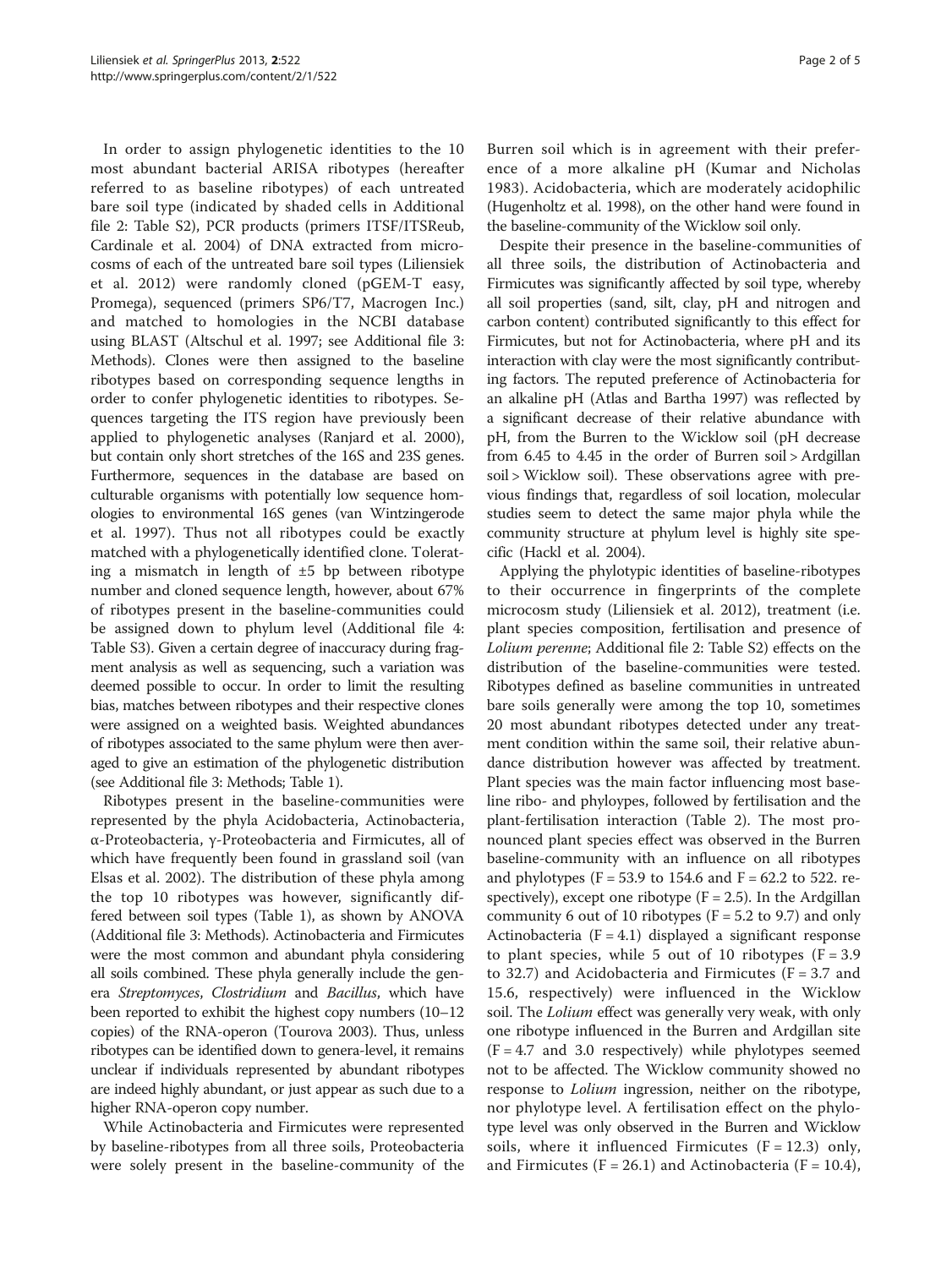In order to assign phylogenetic identities to the 10 most abundant bacterial ARISA ribotypes (hereafter referred to as baseline ribotypes) of each untreated bare soil type (indicated by shaded cells in Additional file 2: Table S2), PCR products (primers ITSF/ITSReub, Cardinale et al. 2004) of DNA extracted from microcosms of each of the untreated bare soil types (Liliensiek et al. 2012) were randomly cloned (pGEM-T easy, Promega), sequenced (primers SP6/T7, Macrogen Inc.) and matched to homologies in the NCBI database using BLAST (Altschul et al. 1997; see Additional file 3: Methods). Clones were then assigned to the baseline ribotypes based on corresponding sequence lengths in order to confer phylogenetic identities to ribotypes. Sequences targeting the ITS region have previously been applied to phylogenetic analyses (Ranjard et al. 2000), but contain only short stretches of the 16S and 23S genes. Furthermore, sequences in the database are based on culturable organisms with potentially low sequence homologies to environmental 16S genes (van Wintzingerode et al. 1997). Thus not all ribotypes could be exactly matched with a phylogenetically identified clone. Tolerating a mismatch in length of ±5 bp between ribotype number and cloned sequence length, however, about 67% of ribotypes present in the baseline-communities could be assigned down to phylum level (Additional file 4: Table S3). Given a certain degree of inaccuracy during fragment analysis as well as sequencing, such a variation was deemed possible to occur. In order to limit the resulting bias, matches between ribotypes and their respective clones were assigned on a weighted basis. Weighted abundances of ribotypes associated to the same phylum were then averaged to give an estimation of the phylogenetic distribution (see Additional file 3: Methods; Table 1).

Ribotypes present in the baseline-communities were represented by the phyla Acidobacteria, Actinobacteria, α-Proteobacteria, γ-Proteobacteria and Firmicutes, all of which have frequently been found in grassland soil (van Elsas et al. 2002). The distribution of these phyla among the top 10 ribotypes was however, significantly differed between soil types (Table 1), as shown by ANOVA (Additional file 3: Methods). Actinobacteria and Firmicutes were the most common and abundant phyla considering all soils combined. These phyla generally include the genera *Streptomyces*, *Clostridium* and *Bacillus*, which have been reported to exhibit the highest copy numbers (10–12 copies) of the RNA-operon (Tourova 2003). Thus, unless ribotypes can be identified down to genera-level, it remains unclear if individuals represented by abundant ribotypes are indeed highly abundant, or just appear as such due to a higher RNA-operon copy number.

While Actinobacteria and Firmicutes were represented by baseline-ribotypes from all three soils, Proteobacteria were solely present in the baseline-community of the Burren soil which is in agreement with their preference of a more alkaline pH (Kumar and Nicholas 1983). Acidobacteria, which are moderately acidophilic (Hugenholtz et al. 1998), on the other hand were found in the baseline-community of the Wicklow soil only.

Despite their presence in the baseline-communities of all three soils, the distribution of Actinobacteria and Firmicutes was significantly affected by soil type, whereby all soil properties (sand, silt, clay, pH and nitrogen and carbon content) contributed significantly to this effect for Firmicutes, but not for Actinobacteria, where pH and its interaction with clay were the most significantly contributing factors. The reputed preference of Actinobacteria for an alkaline pH (Atlas and Bartha 1997) was reflected by a significant decrease of their relative abundance with pH, from the Burren to the Wicklow soil (pH decrease from 6.45 to 4.45 in the order of Burren soil > Ardgillan soil > Wicklow soil). These observations agree with previous findings that, regardless of soil location, molecular studies seem to detect the same major phyla while the community structure at phylum level is highly site specific (Hackl et al. 2004).

Applying the phylotypic identities of baseline-ribotypes to their occurrence in fingerprints of the complete microcosm study (Liliensiek et al. 2012), treatment (i.e. plant species composition, fertilisation and presence of *Lolium perenne*; Additional file 2: Table S2) effects on the distribution of the baseline-communities were tested. Ribotypes defined as baseline communities in untreated bare soils generally were among the top 10, sometimes 20 most abundant ribotypes detected under any treatment condition within the same soil, their relative abundance distribution however was affected by treatment. Plant species was the main factor influencing most baseline ribo- and phyloypes, followed by fertilisation and the plant-fertilisation interaction (Table 2). The most pronounced plant species effect was observed in the Burren baseline-community with an influence on all ribotypes and phylotypes ($F = 53.9$ to 154.6 and $F = 62.2$ to 522. respectively), except one ribotype ($F = 2.5$). In the Ardgillan community 6 out of 10 ribotypes ($F = 5.2$ to 9.7) and only Actinobacteria ($F = 4.1$) displayed a significant response to plant species, while 5 out of 10 ribotypes ($F = 3.9$ to 32.7) and Acidobacteria and Firmicutes ($F = 3.7$ and 15.6, respectively) were influenced in the Wicklow soil. The *Lolium* effect was generally very weak, with only one ribotype influenced in the Burren and Ardgillan site ($F = 4.7$ and 3.0 respectively) while phylotypes seemed not to be affected. The Wicklow community showed no response to *Lolium* ingression, neither on the ribotype, nor phylotype level. A fertilisation effect on the phylotype level was only observed in the Burren and Wicklow soils, where it influenced Firmicutes ($F = 12.3$) only, and Firmicutes ($F = 26.1$) and Actinobacteria ($F = 10.4$),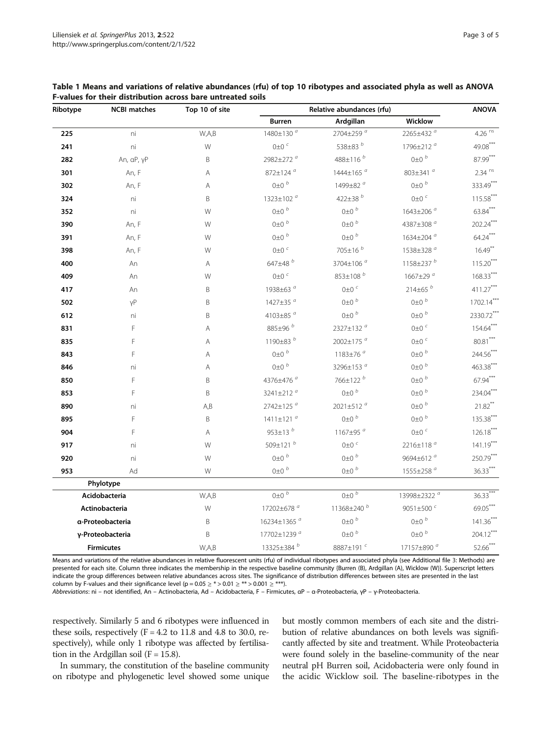**Table 1 Means and variations of relative abundances (rfu) of top 10 ribotypes and associated phyla as well as ANOVA F-values for their distribution across bare untreated soils**

| Ribotype | NCBI matches | Top 10 of site | Relative abundances (rfu) | | | ANOVA |
|---|---|---|---|---|---|---|
| | | | Burren | Ardgillan | Wicklow | |
| **225** | ni | W,A,B | 1480±130 [a] | 2704±259 [a] | 2265±432 [a] | 4.26 [ns] |
| **241** | ni | W | 0±0 [c] | 538±83 [b] | 1796±212 [a] | 49.08 [***] |
| **282** | An, αP, γP | B | 2982±272 [a] | 488±116 [b] | 0±0 [b] | 87.99 [***] |
| **301** | An, F | A | 872±124 [a] | 1444±165 [a] | 803±341 [a] | 2.34 [ns] |
| **302** | An, F | A | 0±0 [b] | 1499±82 [a] | 0±0 [b] | 333.49 [***] |
| **324** | ni | B | 1323±102 [a] | 422±38 [b] | 0±0 [c] | 115.58 [***] |
| **352** | ni | W | 0±0 [b] | 0±0 [b] | 1643±206 [a] | 63.84 [***] |
| **390** | An, F | W | 0±0 [b] | 0±0 [b] | 4387±308 [a] | 202.24 [***] |
| **391** | An, F | W | 0±0 [b] | 0±0 [b] | 1634±204 [a] | 64.24 [***] |
| **398** | An, F | W | 0±0 [c] | 705±16 [b] | 1538±328 [a] | 16.49 [**] |
| **400** | An | A | 647±48 [b] | 3704±106 [a] | 1158±237 [b] | 115.20 [***] |
| **409** | An | W | 0±0 [c] | 853±108 [b] | 1667±29 [a] | 168.33 [***] |
| **417** | An | B | 1938±63 [a] | 0±0 [c] | 214±65 [b] | 411.27 [***] |
| **502** | γP | B | 1427±35 [a] | 0±0 [b] | 0±0 [b] | 1702.14 [***] |
| **612** | ni | B | 4103±85 [a] | 0±0 [b] | 0±0 [b] | 2330.72 [***] |
| **831** | F | A | 885±96 [b] | 2327±132 [a] | 0±0 [c] | 154.64 [***] |
| **835** | F | A | 1190±83 [b] | 2002±175 [a] | 0±0 [c] | 80.81 [***] |
| **843** | F | A | 0±0 [b] | 1183±76 [a] | 0±0 [b] | 244.56 [***] |
| **846** | ni | A | 0±0 [b] | 3296±153 [a] | 0±0 [b] | 463.38 [***] |
| **850** | F | B | 4376±476 [a] | 766±122 [b] | 0±0 [b] | 67.94 [***] |
| **853** | F | B | 3241±212 [a] | 0±0 [b] | 0±0 [b] | 234.04 [***] |
| **890** | ni | A,B | 2742±125 [a] | 2021±512 [a] | 0±0 [b] | 21.82 [**] |
| **895** | F | B | 1411±121 [a] | 0±0 [b] | 0±0 [b] | 135.38 [***] |
| **904** | F | A | 953±13 [b] | 1167±95 [a] | 0±0 [c] | 126.18 [***] |
| **917** | ni | W | 509±121 [b] | 0±0 [c] | 2216±118 [a] | 141.19 [***] |
| **920** | ni | W | 0±0 [b] | 0±0 [b] | 9694±612 [a] | 250.79 [***] |
| **953** | Ad | W | 0±0 [b] | 0±0 [b] | 1555±258 [a] | 36.33 [***] |
| **Phylotype** | | | | | | |
| **Acidobacteria** | | W,A,B | 0±0 [b] | 0±0 [b] | 13998±2322 [a] | 36.33 [***] |
| **Actinobacteria** | | W | 17202±678 [a] | 11368±240 [b] | 9051±500 [c] | 69.05 [***] |
| **α-Proteobacteria** | | B | 16234±1365 [a] | 0±0 [b] | 0±0 [b] | 141.36 [***] |
| **γ-Proteobacteria** | | B | 17702±1239 [a] | 0±0 [b] | 0±0 [b] | 204.12 [***] |
| **Firmicutes** | | W,A,B | 13325±384 [b] | 8887±191 [c] | 17157±890 [a] | 52.66 [***] |

Means and variations of the relative abundances in relative fluorescent units (rfu) of individual ribotypes and associated phyla (see Additional file 3: Methods) are presented for each site. Column three indicates the membership in the respective baseline community {Burren (B), Ardgillan (A), Wicklow (W)}. Superscript letters indicate the group differences between relative abundances across sites. The significance of distribution differences between sites are presented in the last column by F-values and their significance level (p = 0.05 ≥ * > 0.01 ≥ ** > 0.001 ≥ ***).

*Abbreviations*: ni – not identified, An – Actinobacteria, Ad – Acidobacteria, F – Firmicutes, αP – α-Proteobacteria, γP – γ-Proteobacteria.

respectively. Similarly 5 and 6 ribotypes were influenced in these soils, respectively ($F = 4.2$ to $11.8$ and $4.8$ to $30.0$, respectively), while only 1 ribotype was affected by fertilisation in the Ardgillan soil ($F = 15.8$).

In summary, the constitution of the baseline community on ribotype and phylogenetic level showed some unique but mostly common members of each site and the distribution of relative abundances on both levels was significantly affected by site and treatment. While Proteobacteria were found solely in the baseline-community of the near neutral pH Burren soil, Acidobacteria were only found in the acidic Wicklow soil. The baseline-ribotypes in the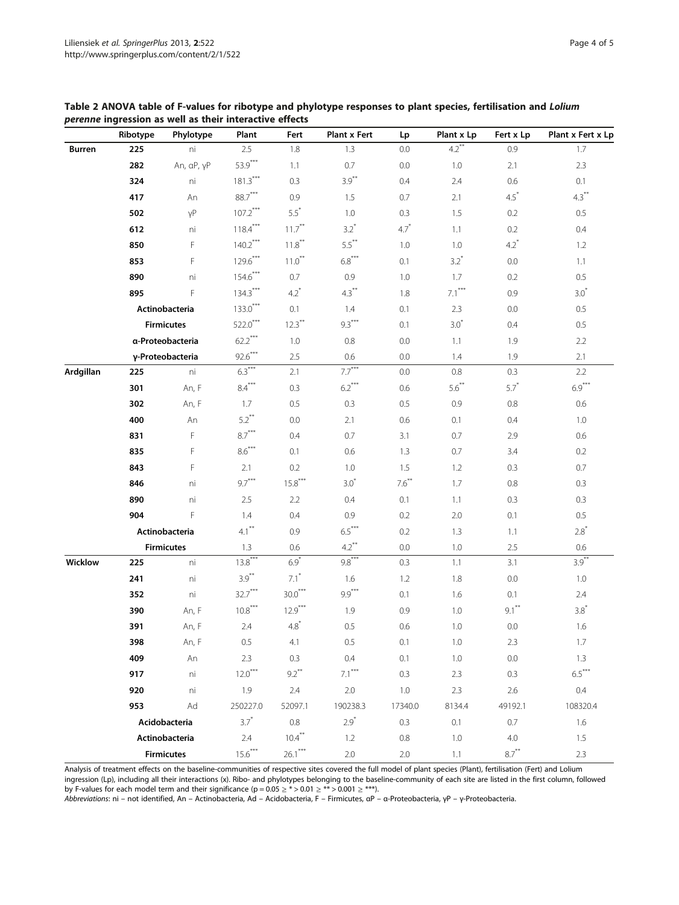**Table 2 ANOVA table of F-values for ribotype and phylotype responses to plant species, fertilisation and *Lolium perenne* ingression as well as their interactive effects**

| | Ribotype | Phylotype | Plant | Fert | Plant x Fert | Lp | Plant x Lp | Fert x Lp | Plant x Fert x Lp |
|---|---|---|---|---|---|---|---|---|---|
| **Burren** | **225** | ni | 2.5 | 1.8 | 1.3 | 0.0 | 4.2** | 0.9 | 1.7 |
| | **282** | An, αP, γP | 53.9*** | 1.1 | 0.7 | 0.0 | 1.0 | 2.1 | 2.3 |
| | **324** | ni | 181.3*** | 0.3 | 3.9** | 0.4 | 2.4 | 0.6 | 0.1 |
| | **417** | An | 88.7*** | 0.9 | 1.5 | 0.7 | 2.1 | 4.5* | 4.3** |
| | **502** | γP | 107.2*** | 5.5* | 1.0 | 0.3 | 1.5 | 0.2 | 0.5 |
| | **612** | ni | 118.4*** | 11.7** | 3.2* | 4.7* | 1.1 | 0.2 | 0.4 |
| | **850** | F | 140.2*** | 11.8** | 5.5** | 1.0 | 1.0 | 4.2* | 1.2 |
| | **853** | F | 129.6*** | 11.0** | 6.8*** | 0.1 | 3.2* | 0.0 | 1.1 |
| | **890** | ni | 154.6*** | 0.7 | 0.9 | 1.0 | 1.7 | 0.2 | 0.5 |
| | **895** | F | 134.3*** | 4.2* | 4.3** | 1.8 | 7.1*** | 0.9 | 3.0* |
| | Actinobacteria | | 133.0*** | 0.1 | 1.4 | 0.1 | 2.3 | 0.0 | 0.5 |
| | Firmicutes | | 522.0*** | 12.3** | 9.3*** | 0.1 | 3.0* | 0.4 | 0.5 |
| | α-Proteobacteria | | 62.2*** | 1.0 | 0.8 | 0.0 | 1.1 | 1.9 | 2.2 |
| | γ-Proteobacteria | | 92.6*** | 2.5 | 0.6 | 0.0 | 1.4 | 1.9 | 2.1 |
| **Ardgillan** | **225** | ni | 6.3*** | 2.1 | 7.7*** | 0.0 | 0.8 | 0.3 | 2.2 |
| | **301** | An, F | 8.4*** | 0.3 | 6.2*** | 0.6 | 5.6** | 5.7* | 6.9*** |
| | **302** | An, F | 1.7 | 0.5 | 0.3 | 0.5 | 0.9 | 0.8 | 0.6 |
| | **400** | An | 5.2** | 0.0 | 2.1 | 0.6 | 0.1 | 0.4 | 1.0 |
| | **831** | F | 8.7*** | 0.4 | 0.7 | 3.1 | 0.7 | 2.9 | 0.6 |
| | **835** | F | 8.6*** | 0.1 | 0.6 | 1.3 | 0.7 | 3.4 | 0.2 |
| | **843** | F | 2.1 | 0.2 | 1.0 | 1.5 | 1.2 | 0.3 | 0.7 |
| | **846** | ni | 9.7*** | 15.8*** | 3.0* | 7.6** | 1.7 | 0.8 | 0.3 |
| | **890** | ni | 2.5 | 2.2 | 0.4 | 0.1 | 1.1 | 0.3 | 0.3 |
| | **904** | F | 1.4 | 0.4 | 0.9 | 0.2 | 2.0 | 0.1 | 0.5 |
| | Actinobacteria | | 4.1** | 0.9 | 6.5*** | 0.2 | 1.3 | 1.1 | 2.8* |
| | Firmicutes | | 1.3 | 0.6 | 4.2** | 0.0 | 1.0 | 2.5 | 0.6 |
| **Wicklow** | **225** | ni | 13.8*** | 6.9* | 9.8*** | 0.3 | 1.1 | 3.1 | 3.9** |
| | **241** | ni | 3.9** | 7.1* | 1.6 | 1.2 | 1.8 | 0.0 | 1.0 |
| | **352** | ni | 32.7*** | 30.0*** | 9.9*** | 0.1 | 1.6 | 0.1 | 2.4 |
| | **390** | An, F | 10.8*** | 12.9*** | 1.9 | 0.9 | 1.0 | 9.1** | 3.8* |
| | **391** | An, F | 2.4 | 4.8* | 0.5 | 0.6 | 1.0 | 0.0 | 1.6 |
| | **398** | An, F | 0.5 | 4.1 | 0.5 | 0.1 | 1.0 | 2.3 | 1.7 |
| | **409** | An | 2.3 | 0.3 | 0.4 | 0.1 | 1.0 | 0.0 | 1.3 |
| | **917** | ni | 12.0*** | 9.2** | 7.1*** | 0.3 | 2.3 | 0.3 | 6.5*** |
| | **920** | ni | 1.9 | 2.4 | 2.0 | 1.0 | 2.3 | 2.6 | 0.4 |
| | **953** | Ad | 250227.0 | 52097.1 | 190238.3 | 17340.0 | 8134.4 | 49192.1 | 108320.4 |
| | Acidobacteria | | 3.7* | 0.8 | 2.9* | 0.3 | 0.1 | 0.7 | 1.6 |
| | Actinobacteria | | 2.4 | 10.4** | 1.2 | 0.8 | 1.0 | 4.0 | 1.5 |
| | Firmicutes | | 15.6*** | 26.1*** | 2.0 | 2.0 | 1.1 | 8.7** | 2.3 |

Analysis of treatment effects on the baseline-communities of respective sites covered the full model of plant species (Plant), fertilisation (Fert) and Lolium ingression (Lp), including all their interactions (x). Ribo- and phylotypes belonging to the baseline-community of each site are listed in the first column, followed by F-values for each model term and their significance ($p = 0.05 \geq * > 0.01 \geq ** > 0.001 \geq ***$).

*Abbreviations*: ni – not identified, An – Actinobacteria, Ad – Acidobacteria, F – Firmicutes, αP – α-Proteobacteria, γP – γ-Proteobacteria.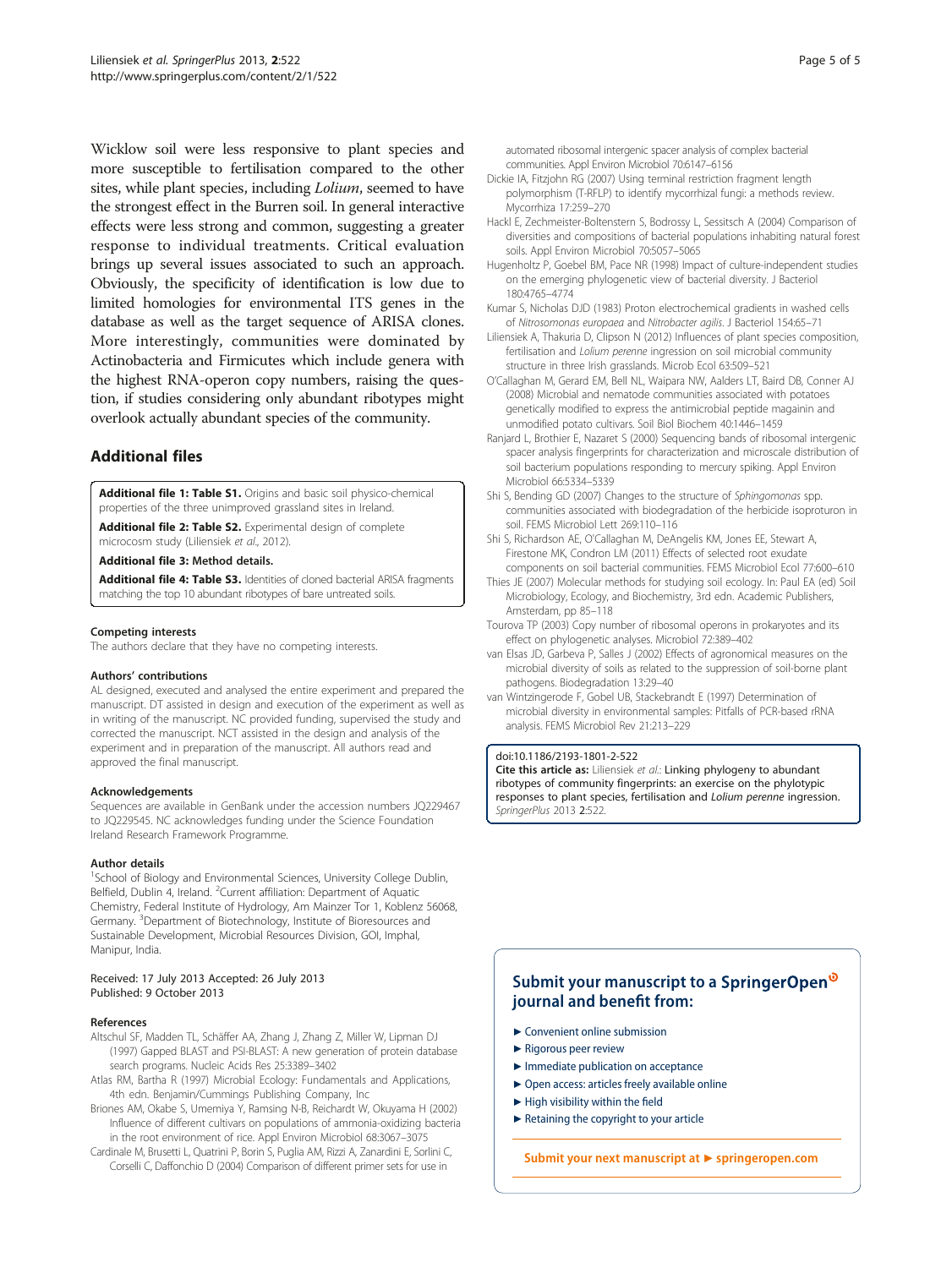Wicklow soil were less responsive to plant species and more susceptible to fertilisation compared to the other sites, while plant species, including *Lolium*, seemed to have the strongest effect in the Burren soil. In general interactive effects were less strong and common, suggesting a greater response to individual treatments. Critical evaluation brings up several issues associated to such an approach. Obviously, the specificity of identification is low due to limited homologies for environmental ITS genes in the database as well as the target sequence of ARISA clones. More interestingly, communities were dominated by Actinobacteria and Firmicutes which include genera with the highest RNA-operon copy numbers, raising the question, if studies considering only abundant ribotypes might overlook actually abundant species of the community.

## Additional files

**Additional file 1: Table S1.** Origins and basic soil physico-chemical properties of the three unimproved grassland sites in Ireland.

**Additional file 2: Table S2.** Experimental design of complete microcosm study (Liliensiek *et al*., 2012).

**Additional file 3: Method details.**

**Additional file 4: Table S3.** Identities of cloned bacterial ARISA fragments matching the top 10 abundant ribotypes of bare untreated soils.

#### Competing interests

The authors declare that they have no competing interests.

#### Authors' contributions

AL designed, executed and analysed the entire experiment and prepared the manuscript. DT assisted in design and execution of the experiment as well as in writing of the manuscript. NC provided funding, supervised the study and corrected the manuscript. NCT assisted in the design and analysis of the experiment and in preparation of the manuscript. All authors read and approved the final manuscript.

#### Acknowledgements

Sequences are available in GenBank under the accession numbers JQ229467 to JQ229545. NC acknowledges funding under the Science Foundation Ireland Research Framework Programme.

#### Author details

[1]School of Biology and Environmental Sciences, University College Dublin, Belfield, Dublin 4, Ireland. [2]Current affiliation: Department of Aquatic Chemistry, Federal Institute of Hydrology, Am Mainzer Tor 1, Koblenz 56068, Germany. [3]Department of Biotechnology, Institute of Bioresources and Sustainable Development, Microbial Resources Division, GOI, Imphal, Manipur, India.

Received: 17 July 2013 Accepted: 26 July 2013
Published: 9 October 2013

#### References

Altschul SF, Madden TL, Schäffer AA, Zhang J, Zhang Z, Miller W, Lipman DJ (1997) Gapped BLAST and PSI-BLAST: A new generation of protein database search programs. Nucleic Acids Res 25:3389–3402

Atlas RM, Bartha R (1997) Microbial Ecology: Fundamentals and Applications, 4th edn. Benjamin/Cummings Publishing Company, Inc

Briones AM, Okabe S, Umemiya Y, Ramsing N-B, Reichardt W, Okuyama H (2002) Influence of different cultivars on populations of ammonia-oxidizing bacteria in the root environment of rice. Appl Environ Microbiol 68:3067–3075

Cardinale M, Brusetti L, Quatrini P, Borin S, Puglia AM, Rizzi A, Zanardini E, Sorlini C, Corselli C, Daffonchio D (2004) Comparison of different primer sets for use in automated ribosomal intergenic spacer analysis of complex bacterial communities. Appl Environ Microbiol 70:6147–6156

Dickie IA, Fitzjohn RG (2007) Using terminal restriction fragment length polymorphism (T-RFLP) to identify mycorrhizal fungi: a methods review. Mycorrhiza 17:259–270

Hackl E, Zechmeister-Boltenstern S, Bodrossy L, Sessitsch A (2004) Comparison of diversities and compositions of bacterial populations inhabiting natural forest soils. Appl Environ Microbiol 70:5057–5065

Hugenholtz P, Goebel BM, Pace NR (1998) Impact of culture-independent studies on the emerging phylogenetic view of bacterial diversity. J Bacteriol 180:4765–4774

Kumar S, Nicholas DJD (1983) Proton electrochemical gradients in washed cells of *Nitrosomonas europaea* and *Nitrobacter agilis*. J Bacteriol 154:65–71

Liliensiek A, Thakuria D, Clipson N (2012) Influences of plant species composition, fertilisation and *Lolium perenne* ingression on soil microbial community structure in three Irish grasslands. Microb Ecol 63:509–521

O'Callaghan M, Gerard EM, Bell NL, Waipara NW, Aalders LT, Baird DB, Conner AJ (2008) Microbial and nematode communities associated with potatoes genetically modified to express the antimicrobial peptide magainin and unmodified potato cultivars. Soil Biol Biochem 40:1446–1459

Ranjard L, Brothier E, Nazaret S (2000) Sequencing bands of ribosomal intergenic spacer analysis fingerprints for characterization and microscale distribution of soil bacterium populations responding to mercury spiking. Appl Environ Microbiol 66:5334–5339

Shi S, Bending GD (2007) Changes to the structure of *Sphingomonas* spp. communities associated with biodegradation of the herbicide isoproturon in soil. FEMS Microbiol Lett 269:110–116

Shi S, Richardson AE, O'Callaghan M, DeAngelis KM, Jones EE, Stewart A, Firestone MK, Condron LM (2011) Effects of selected root exudate components on soil bacterial communities. FEMS Microbiol Ecol 77:600–610

Thies JE (2007) Molecular methods for studying soil ecology. In: Paul EA (ed) Soil Microbiology, Ecology, and Biochemistry, 3rd edn. Academic Publishers, Amsterdam, pp 85–118

Tourova TP (2003) Copy number of ribosomal operons in prokaryotes and its effect on phylogenetic analyses. Microbiol 72:389–402

van Elsas JD, Garbeva P, Salles J (2002) Effects of agronomical measures on the microbial diversity of soils as related to the suppression of soil-borne plant pathogens. Biodegradation 13:29–40

van Wintzingerode F, Gobel UB, Stackebrandt E (1997) Determination of microbial diversity in environmental samples: Pitfalls of PCR-based rRNA analysis. FEMS Microbiol Rev 21:213–229

doi:10.1186/2193-1801-2-522
**Cite this article as:** Liliensiek *et al.*: Linking phylogeny to abundant ribotypes of community fingerprints: an exercise on the phylotypic responses to plant species, fertilisation and *Lolium perenne* ingression. *SpringerPlus* 2013 **2**:522.

**Submit your manuscript to a SpringerOpen journal and benefit from:**

- ► Convenient online submission
- ► Rigorous peer review
- ► Immediate publication on acceptance
- ► Open access: articles freely available online
- ► High visibility within the field
- ► Retaining the copyright to your article

**Submit your next manuscript at ► springeropen.com**